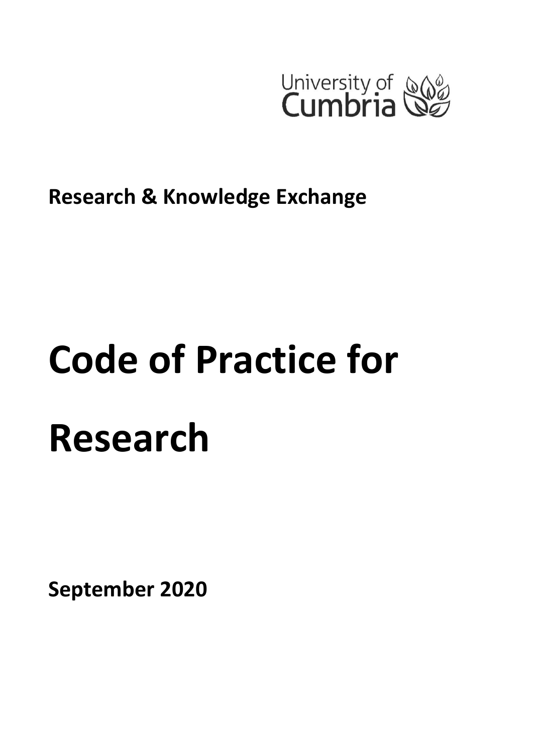University of Cumbria

**Research & Knowledge Exchange**

# Code of Practice for Research

**September 2020**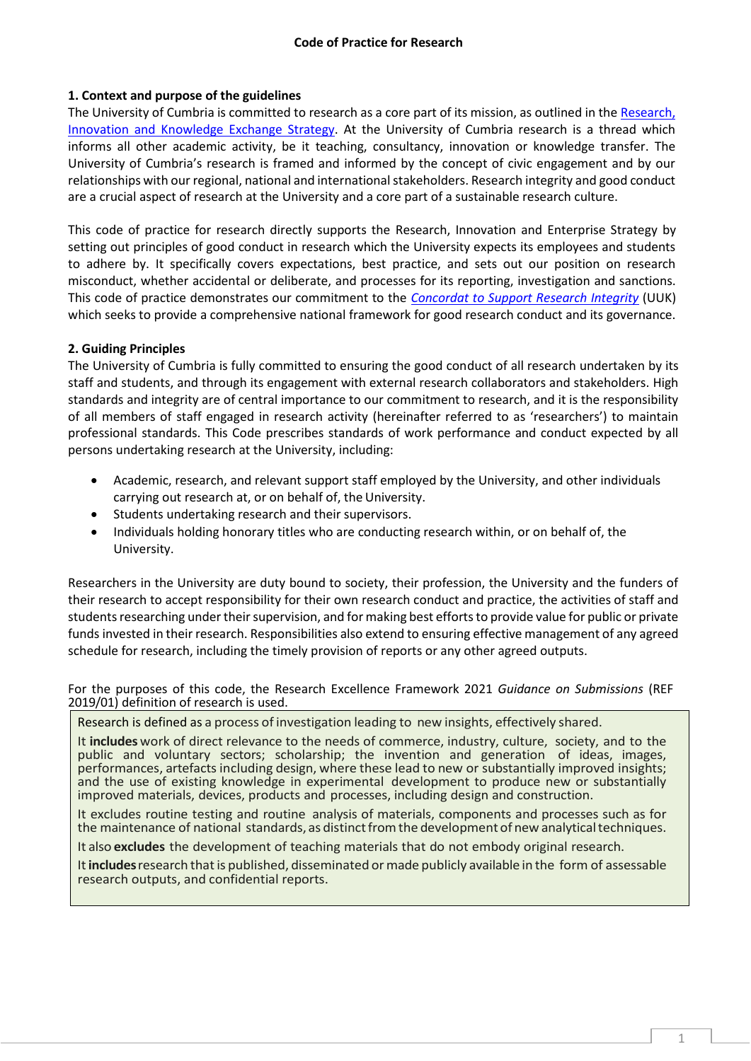## Code of Practice for Research

### 1. Context and purpose of the guidelines

The University of Cumbria is committed to research as a core part of its mission, as outlined in the [Research, Innovation and Knowledge Exchange Strategy](). At the University of Cumbria research is a thread which informs all other academic activity, be it teaching, consultancy, innovation or knowledge transfer. The University of Cumbria's research is framed and informed by the concept of civic engagement and by our relationships with our regional, national and international stakeholders. Research integrity and good conduct are a crucial aspect of research at the University and a core part of a sustainable research culture.

This code of practice for research directly supports the Research, Innovation and Enterprise Strategy by setting out principles of good conduct in research which the University expects its employees and students to adhere by. It specifically covers expectations, best practice, and sets out our position on research misconduct, whether accidental or deliberate, and processes for its reporting, investigation and sanctions. This code of practice demonstrates our commitment to the [*Concordat to Support Research Integrity*]() (UUK) which seeks to provide a comprehensive national framework for good research conduct and its governance.

### 2. Guiding Principles

The University of Cumbria is fully committed to ensuring the good conduct of all research undertaken by its staff and students, and through its engagement with external research collaborators and stakeholders. High standards and integrity are of central importance to our commitment to research, and it is the responsibility of all members of staff engaged in research activity (hereinafter referred to as 'researchers') to maintain professional standards. This Code prescribes standards of work performance and conduct expected by all persons undertaking research at the University, including:

- Academic, research, and relevant support staff employed by the University, and other individuals carrying out research at, or on behalf of, the University.
- Students undertaking research and their supervisors.
- Individuals holding honorary titles who are conducting research within, or on behalf of, the University.

Researchers in the University are duty bound to society, their profession, the University and the funders of their research to accept responsibility for their own research conduct and practice, the activities of staff and students researching under their supervision, and for making best efforts to provide value for public or private funds invested in their research. Responsibilities also extend to ensuring effective management of any agreed schedule for research, including the timely provision of reports or any other agreed outputs.

For the purposes of this code, the Research Excellence Framework 2021 *Guidance on Submissions* (REF 2019/01) definition of research is used.

> Research is defined as a process of investigation leading to new insights, effectively shared.
>
> It **includes** work of direct relevance to the needs of commerce, industry, culture, society, and to the public and voluntary sectors; scholarship; the invention and generation of ideas, images, performances, artefacts including design, where these lead to new or substantially improved insights; and the use of existing knowledge in experimental development to produce new or substantially improved materials, devices, products and processes, including design and construction.
>
> It excludes routine testing and routine analysis of materials, components and processes such as for the maintenance of national standards, as distinct from the development of new analytical techniques.
>
> It also **excludes** the development of teaching materials that do not embody original research.
>
> It **includes** research that is published, disseminated or made publicly available in the form of assessable research outputs, and confidential reports.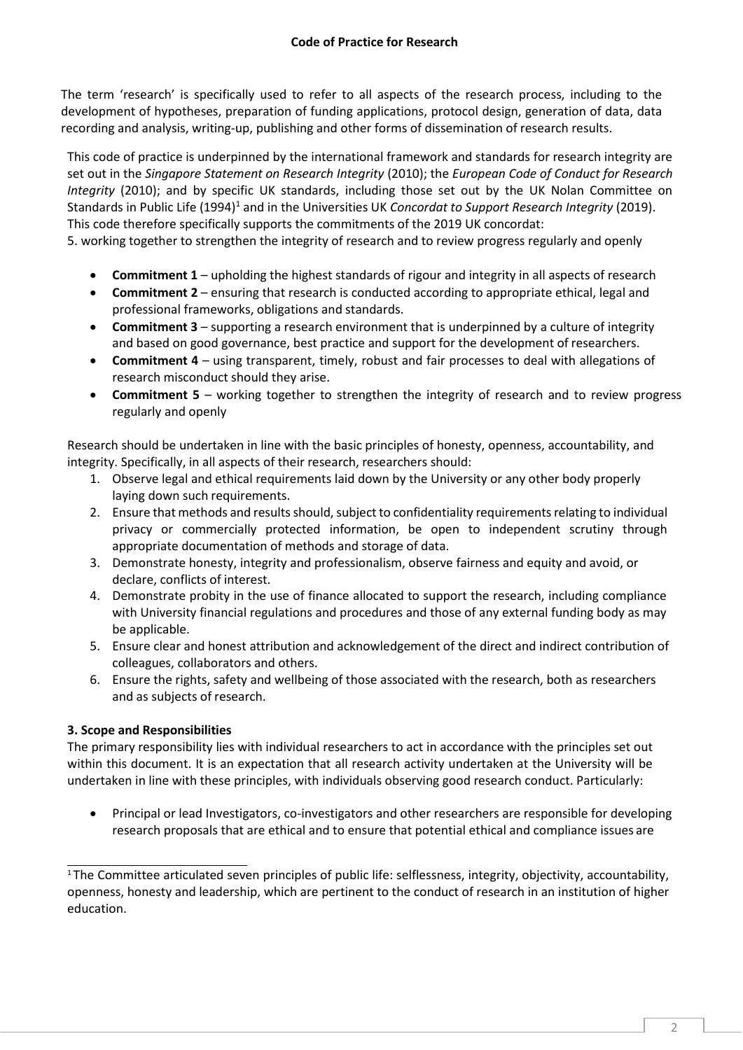The term 'research' is specifically used to refer to all aspects of the research process, including to the development of hypotheses, preparation of funding applications, protocol design, generation of data, data recording and analysis, writing-up, publishing and other forms of dissemination of research results.

This code of practice is underpinned by the international framework and standards for research integrity are set out in the *Singapore Statement on Research Integrity* (2010); the *European Code of Conduct for Research Integrity* (2010); and by specific UK standards, including those set out by the UK Nolan Committee on Standards in Public Life (1994)[1] and in the Universities UK *Concordat to Support Research Integrity* (2019). This code therefore specifically supports the commitments of the 2019 UK concordat:
5. working together to strengthen the integrity of research and to review progress regularly and openly

- **Commitment 1** – upholding the highest standards of rigour and integrity in all aspects of research
- **Commitment 2** – ensuring that research is conducted according to appropriate ethical, legal and professional frameworks, obligations and standards.
- **Commitment 3** – supporting a research environment that is underpinned by a culture of integrity and based on good governance, best practice and support for the development of researchers.
- **Commitment 4** – using transparent, timely, robust and fair processes to deal with allegations of research misconduct should they arise.
- **Commitment 5** – working together to strengthen the integrity of research and to review progress regularly and openly

Research should be undertaken in line with the basic principles of honesty, openness, accountability, and integrity. Specifically, in all aspects of their research, researchers should:

1. Observe legal and ethical requirements laid down by the University or any other body properly laying down such requirements.
2. Ensure that methods and results should, subject to confidentiality requirements relating to individual privacy or commercially protected information, be open to independent scrutiny through appropriate documentation of methods and storage of data.
3. Demonstrate honesty, integrity and professionalism, observe fairness and equity and avoid, or declare, conflicts of interest.
4. Demonstrate probity in the use of finance allocated to support the research, including compliance with University financial regulations and procedures and those of any external funding body as may be applicable.
5. Ensure clear and honest attribution and acknowledgement of the direct and indirect contribution of colleagues, collaborators and others.
6. Ensure the rights, safety and wellbeing of those associated with the research, both as researchers and as subjects of research.

**3. Scope and Responsibilities**

The primary responsibility lies with individual researchers to act in accordance with the principles set out within this document. It is an expectation that all research activity undertaken at the University will be undertaken in line with these principles, with individuals observing good research conduct. Particularly:

- Principal or lead Investigators, co-investigators and other researchers are responsible for developing research proposals that are ethical and to ensure that potential ethical and compliance issues are

[1] The Committee articulated seven principles of public life: selflessness, integrity, objectivity, accountability, openness, honesty and leadership, which are pertinent to the conduct of research in an institution of higher education.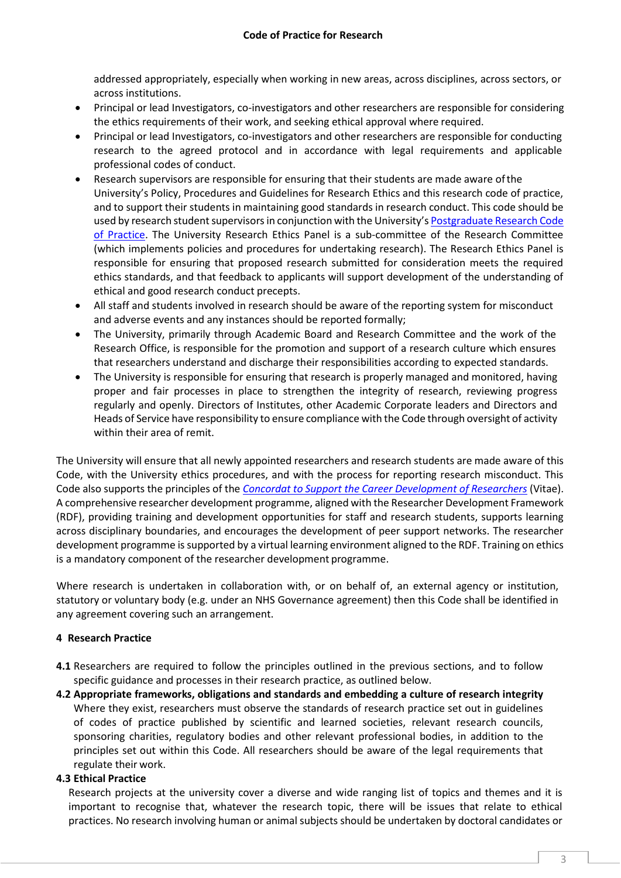addressed appropriately, especially when working in new areas, across disciplines, across sectors, or across institutions.

- Principal or lead Investigators, co-investigators and other researchers are responsible for considering the ethics requirements of their work, and seeking ethical approval where required.
- Principal or lead Investigators, co-investigators and other researchers are responsible for conducting research to the agreed protocol and in accordance with legal requirements and applicable professional codes of conduct.
- Research supervisors are responsible for ensuring that their students are made aware of the University's Policy, Procedures and Guidelines for Research Ethics and this research code of practice, and to support their students in maintaining good standards in research conduct. This code should be used by research student supervisors in conjunction with the University's Postgraduate Research Code of Practice. The University Research Ethics Panel is a sub-committee of the Research Committee (which implements policies and procedures for undertaking research). The Research Ethics Panel is responsible for ensuring that proposed research submitted for consideration meets the required ethics standards, and that feedback to applicants will support development of the understanding of ethical and good research conduct precepts.
- All staff and students involved in research should be aware of the reporting system for misconduct and adverse events and any instances should be reported formally;
- The University, primarily through Academic Board and Research Committee and the work of the Research Office, is responsible for the promotion and support of a research culture which ensures that researchers understand and discharge their responsibilities according to expected standards.
- The University is responsible for ensuring that research is properly managed and monitored, having proper and fair processes in place to strengthen the integrity of research, reviewing progress regularly and openly. Directors of Institutes, other Academic Corporate leaders and Directors and Heads of Service have responsibility to ensure compliance with the Code through oversight of activity within their area of remit.

The University will ensure that all newly appointed researchers and research students are made aware of this Code, with the University ethics procedures, and with the process for reporting research misconduct. This Code also supports the principles of the *Concordat to Support the Career Development of Researchers* (Vitae). A comprehensive researcher development programme, aligned with the Researcher Development Framework (RDF), providing training and development opportunities for staff and research students, supports learning across disciplinary boundaries, and encourages the development of peer support networks. The researcher development programme is supported by a virtual learning environment aligned to the RDF. Training on ethics is a mandatory component of the researcher development programme.

Where research is undertaken in collaboration with, or on behalf of, an external agency or institution, statutory or voluntary body (e.g. under an NHS Governance agreement) then this Code shall be identified in any agreement covering such an arrangement.

### 4 Research Practice

**4.1** Researchers are required to follow the principles outlined in the previous sections, and to follow specific guidance and processes in their research practice, as outlined below.

**4.2 Appropriate frameworks, obligations and standards and embedding a culture of research integrity**

Where they exist, researchers must observe the standards of research practice set out in guidelines of codes of practice published by scientific and learned societies, relevant research councils, sponsoring charities, regulatory bodies and other relevant professional bodies, in addition to the principles set out within this Code. All researchers should be aware of the legal requirements that regulate their work.

**4.3 Ethical Practice**

Research projects at the university cover a diverse and wide ranging list of topics and themes and it is important to recognise that, whatever the research topic, there will be issues that relate to ethical practices. No research involving human or animal subjects should be undertaken by doctoral candidates or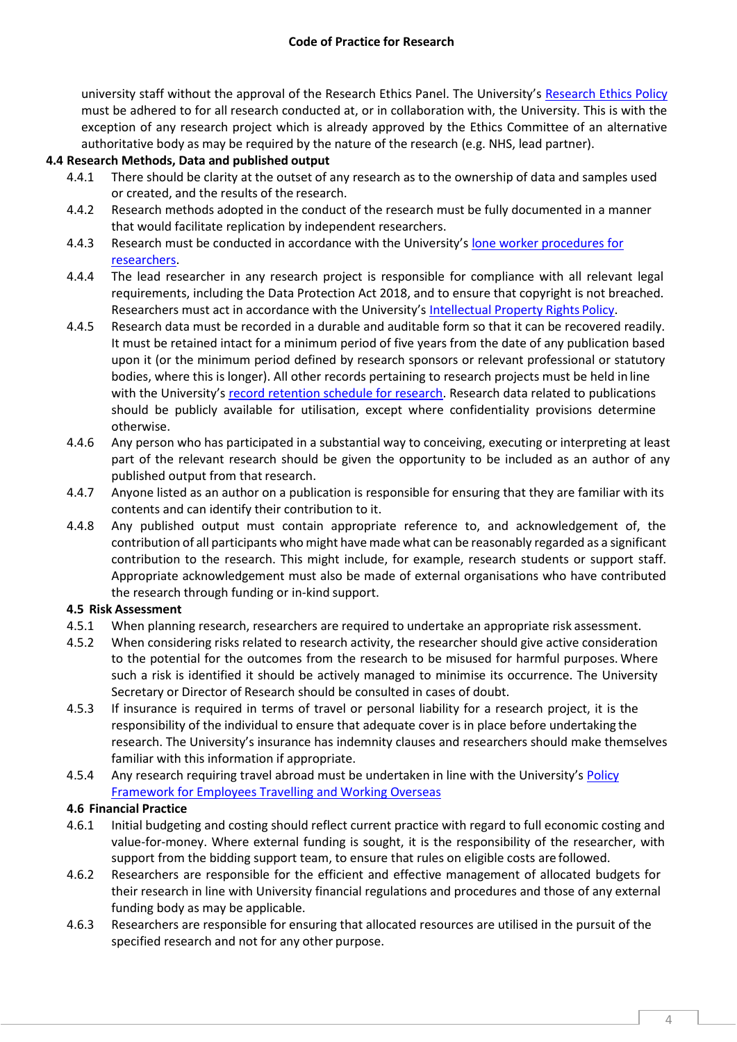university staff without the approval of the Research Ethics Panel. The University's Research Ethics Policy must be adhered to for all research conducted at, or in collaboration with, the University. This is with the exception of any research project which is already approved by the Ethics Committee of an alternative authoritative body as may be required by the nature of the research (e.g. NHS, lead partner).

### 4.4 Research Methods, Data and published output

4.4.1 There should be clarity at the outset of any research as to the ownership of data and samples used or created, and the results of the research.

4.4.2 Research methods adopted in the conduct of the research must be fully documented in a manner that would facilitate replication by independent researchers.

4.4.3 Research must be conducted in accordance with the University's lone worker procedures for researchers.

4.4.4 The lead researcher in any research project is responsible for compliance with all relevant legal requirements, including the Data Protection Act 2018, and to ensure that copyright is not breached. Researchers must act in accordance with the University's Intellectual Property Rights Policy.

4.4.5 Research data must be recorded in a durable and auditable form so that it can be recovered readily. It must be retained intact for a minimum period of five years from the date of any publication based upon it (or the minimum period defined by research sponsors or relevant professional or statutory bodies, where this is longer). All other records pertaining to research projects must be held in line with the University's record retention schedule for research. Research data related to publications should be publicly available for utilisation, except where confidentiality provisions determine otherwise.

4.4.6 Any person who has participated in a substantial way to conceiving, executing or interpreting at least part of the relevant research should be given the opportunity to be included as an author of any published output from that research.

4.4.7 Anyone listed as an author on a publication is responsible for ensuring that they are familiar with its contents and can identify their contribution to it.

4.4.8 Any published output must contain appropriate reference to, and acknowledgement of, the contribution of all participants who might have made what can be reasonably regarded as a significant contribution to the research. This might include, for example, research students or support staff. Appropriate acknowledgement must also be made of external organisations who have contributed the research through funding or in-kind support.

### 4.5 Risk Assessment

4.5.1 When planning research, researchers are required to undertake an appropriate risk assessment.

4.5.2 When considering risks related to research activity, the researcher should give active consideration to the potential for the outcomes from the research to be misused for harmful purposes. Where such a risk is identified it should be actively managed to minimise its occurrence. The University Secretary or Director of Research should be consulted in cases of doubt.

4.5.3 If insurance is required in terms of travel or personal liability for a research project, it is the responsibility of the individual to ensure that adequate cover is in place before undertaking the research. The University's insurance has indemnity clauses and researchers should make themselves familiar with this information if appropriate.

4.5.4 Any research requiring travel abroad must be undertaken in line with the University's Policy Framework for Employees Travelling and Working Overseas

### 4.6 Financial Practice

4.6.1 Initial budgeting and costing should reflect current practice with regard to full economic costing and value-for-money. Where external funding is sought, it is the responsibility of the researcher, with support from the bidding support team, to ensure that rules on eligible costs are followed.

4.6.2 Researchers are responsible for the efficient and effective management of allocated budgets for their research in line with University financial regulations and procedures and those of any external funding body as may be applicable.

4.6.3 Researchers are responsible for ensuring that allocated resources are utilised in the pursuit of the specified research and not for any other purpose.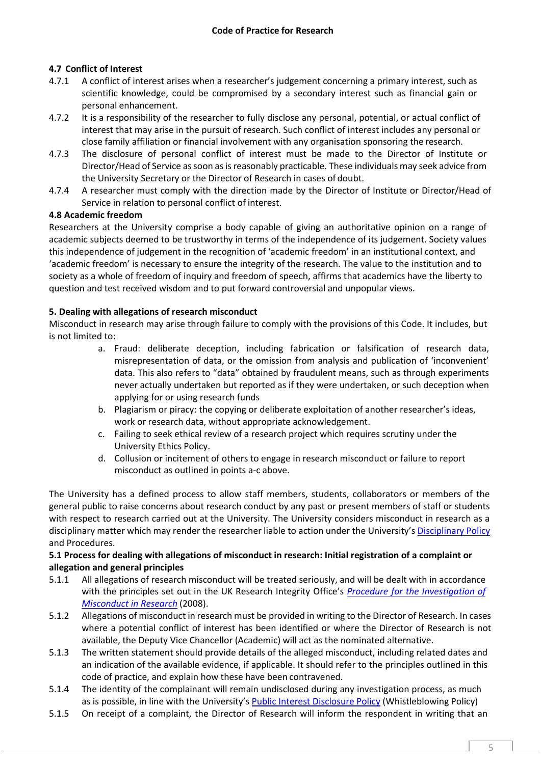### 4.7 Conflict of Interest

4.7.1 A conflict of interest arises when a researcher's judgement concerning a primary interest, such as scientific knowledge, could be compromised by a secondary interest such as financial gain or personal enhancement.

4.7.2 It is a responsibility of the researcher to fully disclose any personal, potential, or actual conflict of interest that may arise in the pursuit of research. Such conflict of interest includes any personal or close family affiliation or financial involvement with any organisation sponsoring the research.

4.7.3 The disclosure of personal conflict of interest must be made to the Director of Institute or Director/Head of Service as soon as is reasonably practicable. These individuals may seek advice from the University Secretary or the Director of Research in cases of doubt.

4.7.4 A researcher must comply with the direction made by the Director of Institute or Director/Head of Service in relation to personal conflict of interest.

### 4.8 Academic freedom

Researchers at the University comprise a body capable of giving an authoritative opinion on a range of academic subjects deemed to be trustworthy in terms of the independence of its judgement. Society values this independence of judgement in the recognition of 'academic freedom' in an institutional context, and 'academic freedom' is necessary to ensure the integrity of the research. The value to the institution and to society as a whole of freedom of inquiry and freedom of speech, affirms that academics have the liberty to question and test received wisdom and to put forward controversial and unpopular views.

## 5. Dealing with allegations of research misconduct

Misconduct in research may arise through failure to comply with the provisions of this Code. It includes, but is not limited to:

a. Fraud: deliberate deception, including fabrication or falsification of research data, misrepresentation of data, or the omission from analysis and publication of 'inconvenient' data. This also refers to "data" obtained by fraudulent means, such as through experiments never actually undertaken but reported as if they were undertaken, or such deception when applying for or using research funds
b. Plagiarism or piracy: the copying or deliberate exploitation of another researcher's ideas, work or research data, without appropriate acknowledgement.
c. Failing to seek ethical review of a research project which requires scrutiny under the University Ethics Policy.
d. Collusion or incitement of others to engage in research misconduct or failure to report misconduct as outlined in points a-c above.

The University has a defined process to allow staff members, students, collaborators or members of the general public to raise concerns about research conduct by any past or present members of staff or students with respect to research carried out at the University. The University considers misconduct in research as a disciplinary matter which may render the researcher liable to action under the University's Disciplinary Policy and Procedures.

### 5.1 Process for dealing with allegations of misconduct in research: Initial registration of a complaint or allegation and general principles

5.1.1 All allegations of research misconduct will be treated seriously, and will be dealt with in accordance with the principles set out in the UK Research Integrity Office's *Procedure for the Investigation of Misconduct in Research* (2008).

5.1.2 Allegations of misconduct in research must be provided in writing to the Director of Research. In cases where a potential conflict of interest has been identified or where the Director of Research is not available, the Deputy Vice Chancellor (Academic) will act as the nominated alternative.

5.1.3 The written statement should provide details of the alleged misconduct, including related dates and an indication of the available evidence, if applicable. It should refer to the principles outlined in this code of practice, and explain how these have been contravened.

5.1.4 The identity of the complainant will remain undisclosed during any investigation process, as much as is possible, in line with the University's Public Interest Disclosure Policy (Whistleblowing Policy)

5.1.5 On receipt of a complaint, the Director of Research will inform the respondent in writing that an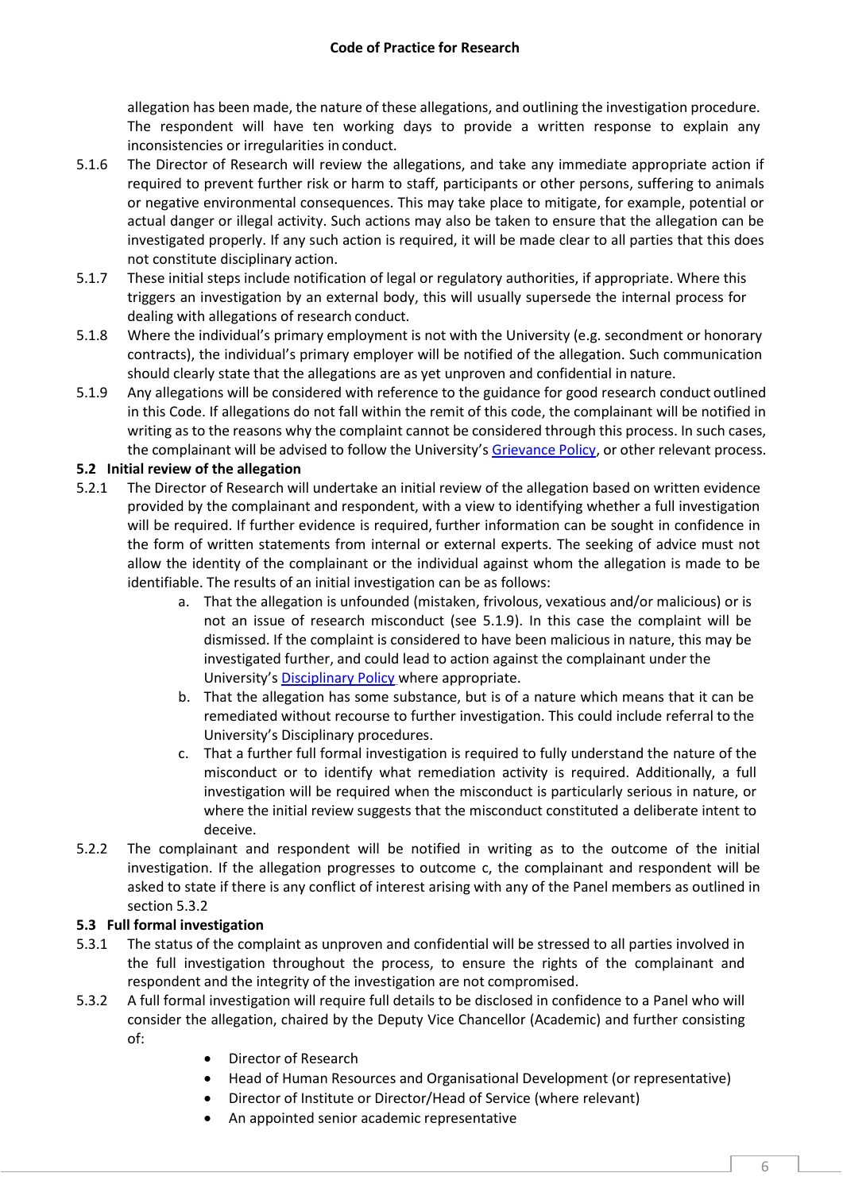allegation has been made, the nature of these allegations, and outlining the investigation procedure. The respondent will have ten working days to provide a written response to explain any inconsistencies or irregularities in conduct.

5.1.6 The Director of Research will review the allegations, and take any immediate appropriate action if required to prevent further risk or harm to staff, participants or other persons, suffering to animals or negative environmental consequences. This may take place to mitigate, for example, potential or actual danger or illegal activity. Such actions may also be taken to ensure that the allegation can be investigated properly. If any such action is required, it will be made clear to all parties that this does not constitute disciplinary action.

5.1.7 These initial steps include notification of legal or regulatory authorities, if appropriate. Where this triggers an investigation by an external body, this will usually supersede the internal process for dealing with allegations of research conduct.

5.1.8 Where the individual's primary employment is not with the University (e.g. secondment or honorary contracts), the individual's primary employer will be notified of the allegation. Such communication should clearly state that the allegations are as yet unproven and confidential in nature.

5.1.9 Any allegations will be considered with reference to the guidance for good research conduct outlined in this Code. If allegations do not fall within the remit of this code, the complainant will be notified in writing as to the reasons why the complaint cannot be considered through this process. In such cases, the complainant will be advised to follow the University's Grievance Policy, or other relevant process.

### 5.2 Initial review of the allegation

5.2.1 The Director of Research will undertake an initial review of the allegation based on written evidence provided by the complainant and respondent, with a view to identifying whether a full investigation will be required. If further evidence is required, further information can be sought in confidence in the form of written statements from internal or external experts. The seeking of advice must not allow the identity of the complainant or the individual against whom the allegation is made to be identifiable. The results of an initial investigation can be as follows:

a. That the allegation is unfounded (mistaken, frivolous, vexatious and/or malicious) or is not an issue of research misconduct (see 5.1.9). In this case the complaint will be dismissed. If the complaint is considered to have been malicious in nature, this may be investigated further, and could lead to action against the complainant under the University's Disciplinary Policy where appropriate.

b. That the allegation has some substance, but is of a nature which means that it can be remediated without recourse to further investigation. This could include referral to the University's Disciplinary procedures.

c. That a further full formal investigation is required to fully understand the nature of the misconduct or to identify what remediation activity is required. Additionally, a full investigation will be required when the misconduct is particularly serious in nature, or where the initial review suggests that the misconduct constituted a deliberate intent to deceive.

5.2.2 The complainant and respondent will be notified in writing as to the outcome of the initial investigation. If the allegation progresses to outcome c, the complainant and respondent will be asked to state if there is any conflict of interest arising with any of the Panel members as outlined in section 5.3.2

### 5.3 Full formal investigation

5.3.1 The status of the complaint as unproven and confidential will be stressed to all parties involved in the full investigation throughout the process, to ensure the rights of the complainant and respondent and the integrity of the investigation are not compromised.

5.3.2 A full formal investigation will require full details to be disclosed in confidence to a Panel who will consider the allegation, chaired by the Deputy Vice Chancellor (Academic) and further consisting of:

- Director of Research
- Head of Human Resources and Organisational Development (or representative)
- Director of Institute or Director/Head of Service (where relevant)
- An appointed senior academic representative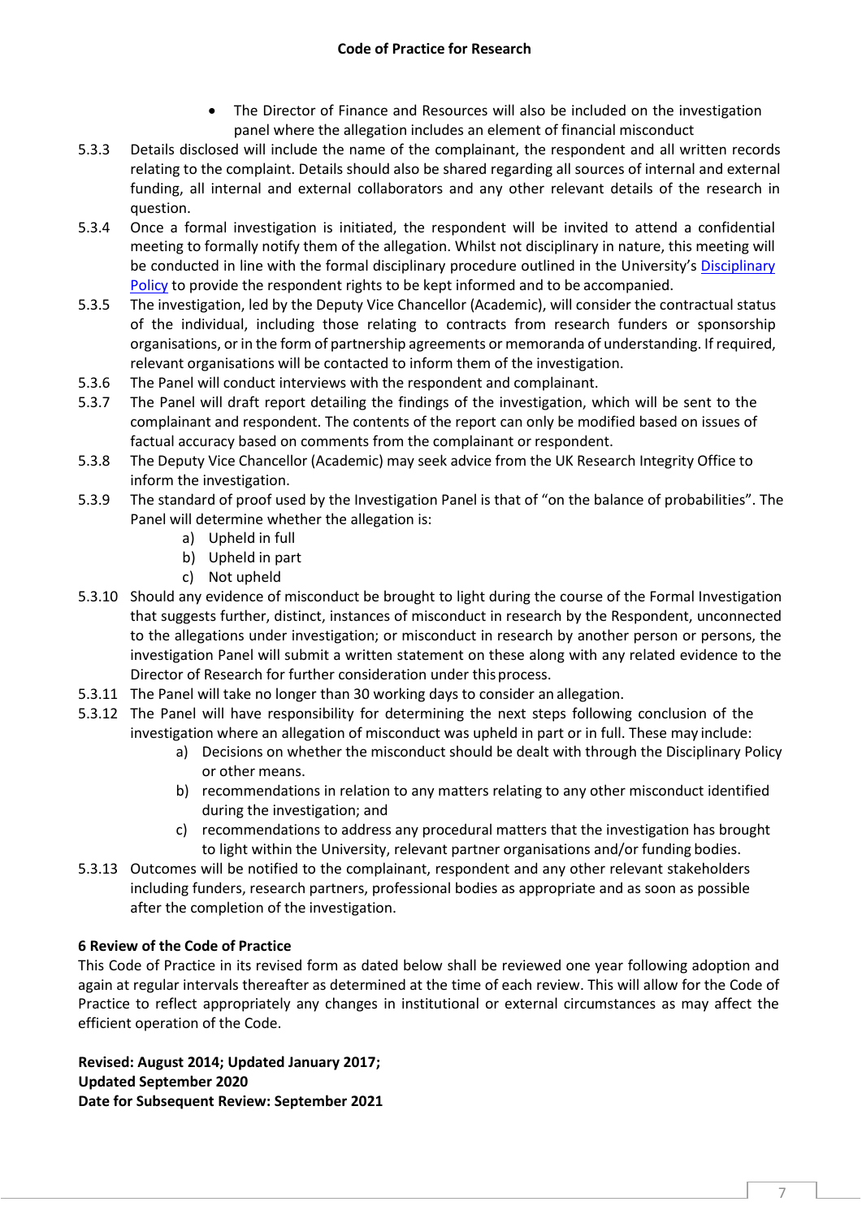- The Director of Finance and Resources will also be included on the investigation panel where the allegation includes an element of financial misconduct

5.3.3 Details disclosed will include the name of the complainant, the respondent and all written records relating to the complaint. Details should also be shared regarding all sources of internal and external funding, all internal and external collaborators and any other relevant details of the research in question.

5.3.4 Once a formal investigation is initiated, the respondent will be invited to attend a confidential meeting to formally notify them of the allegation. Whilst not disciplinary in nature, this meeting will be conducted in line with the formal disciplinary procedure outlined in the University's Disciplinary Policy to provide the respondent rights to be kept informed and to be accompanied.

5.3.5 The investigation, led by the Deputy Vice Chancellor (Academic), will consider the contractual status of the individual, including those relating to contracts from research funders or sponsorship organisations, or in the form of partnership agreements or memoranda of understanding. If required, relevant organisations will be contacted to inform them of the investigation.

5.3.6 The Panel will conduct interviews with the respondent and complainant.

5.3.7 The Panel will draft report detailing the findings of the investigation, which will be sent to the complainant and respondent. The contents of the report can only be modified based on issues of factual accuracy based on comments from the complainant or respondent.

5.3.8 The Deputy Vice Chancellor (Academic) may seek advice from the UK Research Integrity Office to inform the investigation.

5.3.9 The standard of proof used by the Investigation Panel is that of "on the balance of probabilities". The Panel will determine whether the allegation is:

a) Upheld in full
b) Upheld in part
c) Not upheld

5.3.10 Should any evidence of misconduct be brought to light during the course of the Formal Investigation that suggests further, distinct, instances of misconduct in research by the Respondent, unconnected to the allegations under investigation; or misconduct in research by another person or persons, the investigation Panel will submit a written statement on these along with any related evidence to the Director of Research for further consideration under this process.

5.3.11 The Panel will take no longer than 30 working days to consider an allegation.

5.3.12 The Panel will have responsibility for determining the next steps following conclusion of the investigation where an allegation of misconduct was upheld in part or in full. These may include:

a) Decisions on whether the misconduct should be dealt with through the Disciplinary Policy or other means.
b) recommendations in relation to any matters relating to any other misconduct identified during the investigation; and
c) recommendations to address any procedural matters that the investigation has brought to light within the University, relevant partner organisations and/or funding bodies.

5.3.13 Outcomes will be notified to the complainant, respondent and any other relevant stakeholders including funders, research partners, professional bodies as appropriate and as soon as possible after the completion of the investigation.

## 6 Review of the Code of Practice

This Code of Practice in its revised form as dated below shall be reviewed one year following adoption and again at regular intervals thereafter as determined at the time of each review. This will allow for the Code of Practice to reflect appropriately any changes in institutional or external circumstances as may affect the efficient operation of the Code.

**Revised: August 2014; Updated January 2017;**
**Updated September 2020**
**Date for Subsequent Review: September 2021**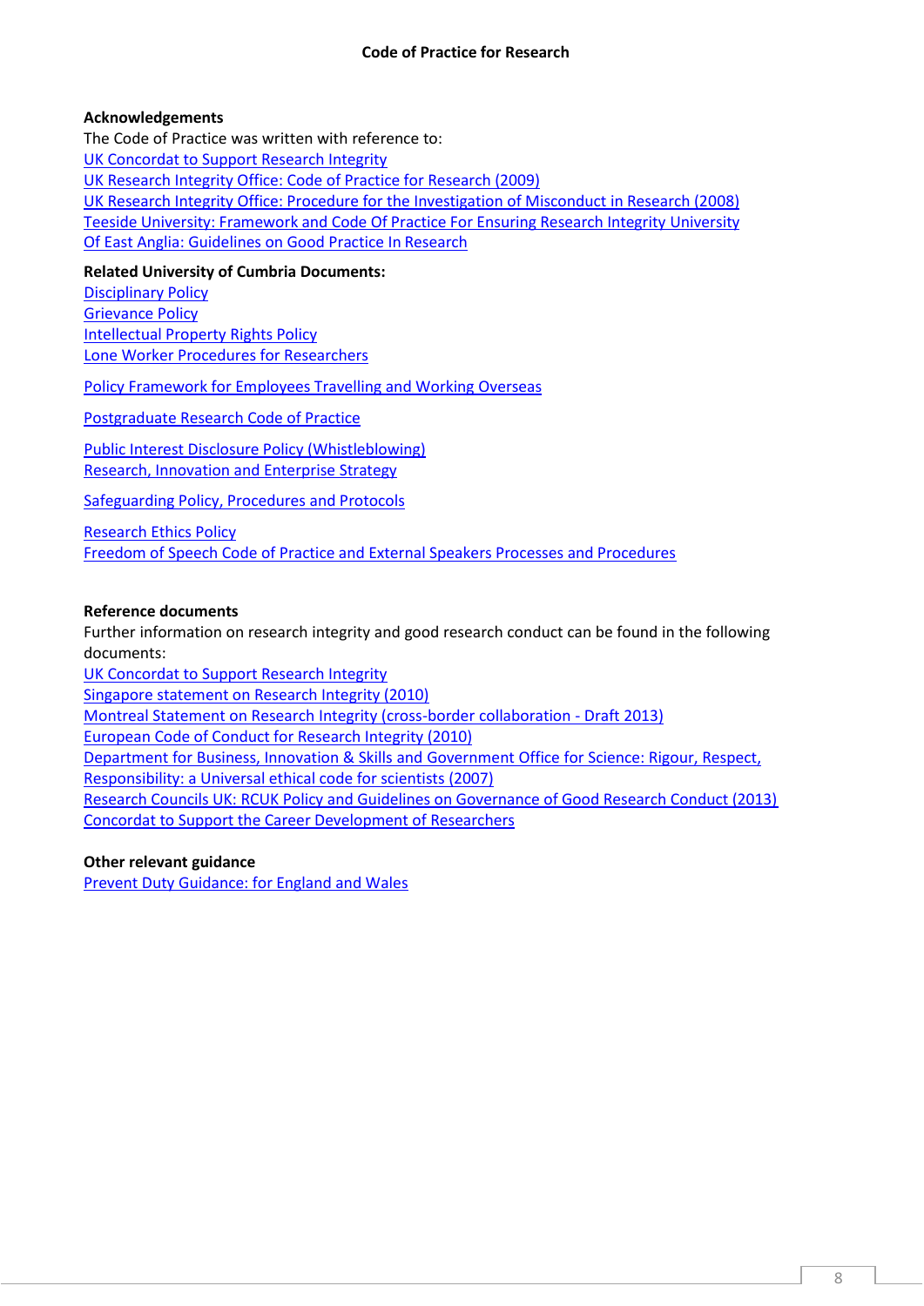**Acknowledgements**

The Code of Practice was written with reference to:

UK Concordat to Support Research Integrity
UK Research Integrity Office: Code of Practice for Research (2009)
UK Research Integrity Office: Procedure for the Investigation of Misconduct in Research (2008)
Teeside University: Framework and Code Of Practice For Ensuring Research Integrity University Of East Anglia: Guidelines on Good Practice In Research

**Related University of Cumbria Documents:**

Disciplinary Policy
Grievance Policy
Intellectual Property Rights Policy
Lone Worker Procedures for Researchers

Policy Framework for Employees Travelling and Working Overseas

Postgraduate Research Code of Practice

Public Interest Disclosure Policy (Whistleblowing)
Research, Innovation and Enterprise Strategy

Safeguarding Policy, Procedures and Protocols

Research Ethics Policy
Freedom of Speech Code of Practice and External Speakers Processes and Procedures

**Reference documents**

Further information on research integrity and good research conduct can be found in the following documents:

UK Concordat to Support Research Integrity
Singapore statement on Research Integrity (2010)
Montreal Statement on Research Integrity (cross-border collaboration - Draft 2013)
European Code of Conduct for Research Integrity (2010)
Department for Business, Innovation & Skills and Government Office for Science: Rigour, Respect, Responsibility: a Universal ethical code for scientists (2007)
Research Councils UK: RCUK Policy and Guidelines on Governance of Good Research Conduct (2013)
Concordat to Support the Career Development of Researchers

**Other relevant guidance**

Prevent Duty Guidance: for England and Wales